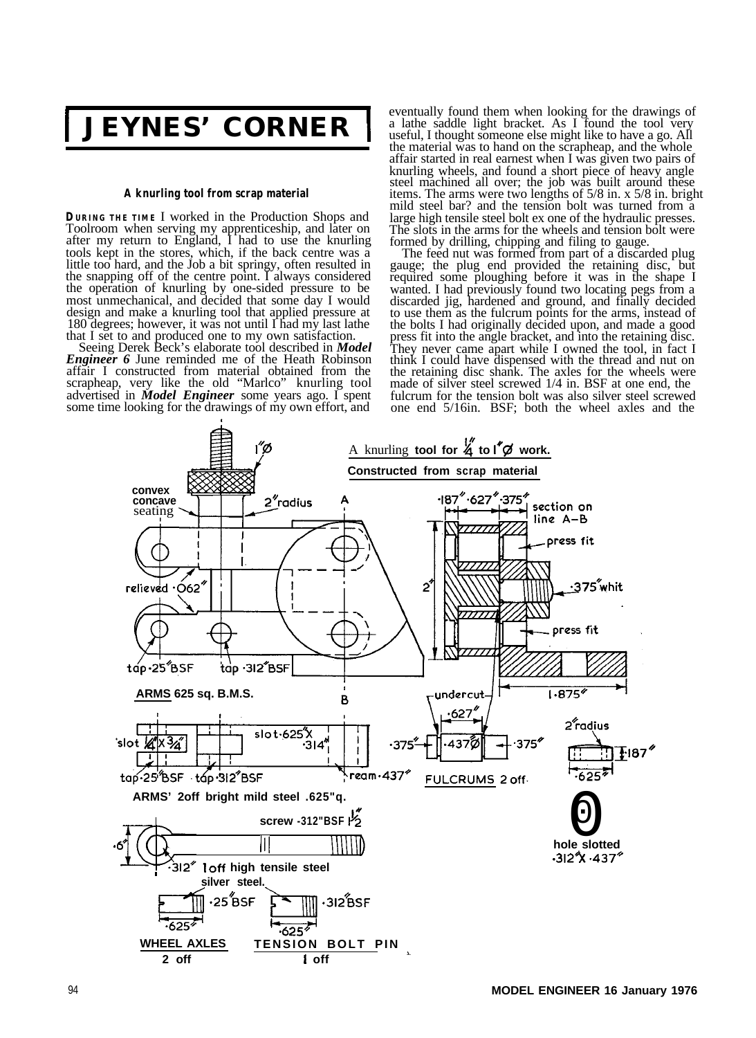# JEYNES' CORNER

### A knurling tool from scrap material

**DURING THE TIME** I worked in the Production Shops and Toolroom when serving my apprenticeship, and later on after my return to England, I had to use the knurling tools kept in the stores, which, if the back centre was a little too hard, and the Job a bit springy, often resulted in the snapping off of the centre point. I always considered the operation of knurling by one-sided pressure to be most unmechanical, and decided that some day I would design and make a knurling tool that applied pressure at 180 degrees; however, it was not until I had my last lathe that I set to and produced one to my own satisfaction.

Seeing Derek Beck's elaborate tool described in ***Model Engineer 6*** June reminded me of the Heath Robinson affair I constructed from material obtained from the scrapheap, very like the old "Marlco" knurling tool advertised in ***Model Engineer*** some years ago. I spent some time looking for the drawings of my own effort, and eventually found them when looking for the drawings of a lathe saddle light bracket. As I found the tool very useful, I thought someone else might like to have a go. All the material was to hand on the scrapheap, and the whole affair started in real earnest when I was given two pairs of knurling wheels, and found a short piece of heavy angle steel machined all over; the job was built around these items. The arms were two lengths of 5/8 in. x 5/8 in. bright mild steel bar? and the tension bolt was turned from a large high tensile steel bolt ex one of the hydraulic presses. The slots in the arms for the wheels and tension bolt were formed by drilling, chipping and filing to gauge.

The feed nut was formed from part of a discarded plug gauge; the plug end provided the retaining disc, but required some ploughing before it was in the shape I wanted. I had previously found two locating pegs from a discarded jig, hardened and ground, and finally decided to use them as the fulcrum points for the arms, instead of the bolts I had originally decided upon, and made a good press fit into the angle bracket, and into the retaining disc. They never came apart while I owned the tool, in fact I think I could have dispensed with the thread and nut on the retaining disc shank. The axles for the wheels were made of silver steel screwed 1/4 in. BSF at one end, the fulcrum for the tension bolt was also silver steel screwed one end 5/16in. BSF; both the wheel axles and the

A knurling tool for 1/4" to 1" Ø work. Constructed from scrap material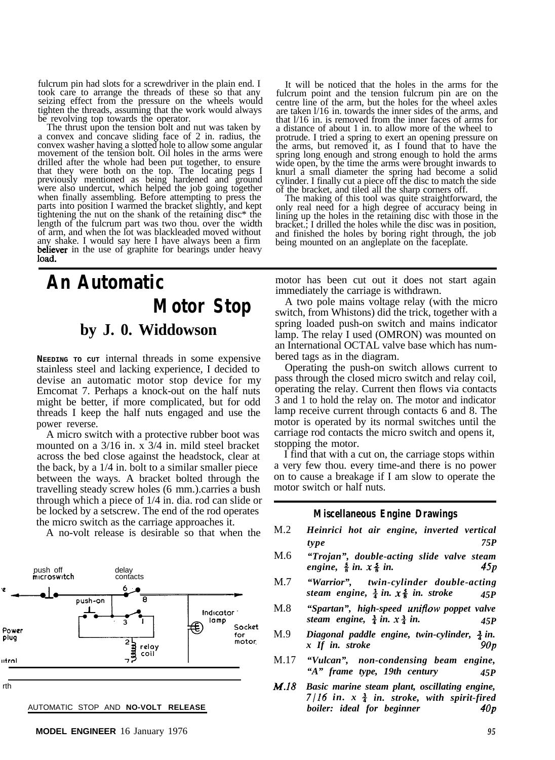fulcrum pin had slots for a screwdriver in the plain end. I took care to arrange the threads of these so that any seizing effect from the pressure on the wheels would tighten the threads, assuming that the work would always be revolving top towards the operator.

The thrust upon the tension bolt and nut was taken by a convex and concave sliding face of 2 in. radius, the convex washer having a slotted hole to allow some angular movement of the tension bolt. Oil holes in the arms were drilled after the whole had been put together, to ensure that they were both on the top. The locating pegs I previously mentioned as being hardened and ground were also undercut, which helped the job going together when finally assembling. Before attempting to press the parts into position I warmed the bracket slightly, and kept tightening the nut on the shank of the retaining disc* the length of the fulcrum part was two thou. over the width of arm, and when the lot was blackleaded moved without any shake. I would say here I have always been a firm believer in the use of graphite for bearings under heavy load.

It will be noticed that the holes in the arms for the fulcrum point and the tension fulcrum pin are on the centre line of the arm, but the holes for the wheel axles are taken l/16 in. towards the inner sides of the arms, and that l/16 in. is removed from the inner faces of arms for a distance of about 1 in. to allow more of the wheel to protrude. I tried a spring to exert an opening pressure on the arms, but removed it, as I found that to have the spring long enough and strong enough to hold the arms wide open, by the time the arms were brought inwards to knurl a small diameter the spring had become a solid cylinder. I finally cut a piece off the disc to match the side of the bracket, and tiled all the sharp corners off.

The making of this tool was quite straightforward, the only real need for a high degree of accuracy being in lining up the holes in the retaining disc with those in the bracket.; I drilled the holes while the disc was in position, and finished the holes by boring right through, the job being mounted on an angleplate on the faceplate.

# An Automatic Motor Stop

## by J. 0. Widdowson

**NEEDING TO CUT** internal threads in some expensive stainless steel and lacking experience, I decided to devise an automatic motor stop device for my Emcomat 7. Perhaps a knock-out on the half nuts might be better, if more complicated, but for odd threads I keep the half nuts engaged and use the power reverse.

A micro switch with a protective rubber boot was mounted on a 3/16 in. x 3/4 in. mild steel bracket across the bed close against the headstock, clear at the back, by a 1/4 in. bolt to a similar smaller piece between the ways. A bracket bolted through the travelling steady screw holes (6 mm.).carries a bush through which a piece of 1/4 in. dia. rod can slide or be locked by a setscrew. The end of the rod operates the micro switch as the carriage approaches it.

A no-volt release is desirable so that when the motor has been cut out it does not start again immediately the carriage is withdrawn.

A two pole mains voltage relay (with the micro switch, from Whistons) did the trick, together with a spring loaded push-on switch and mains indicator lamp. The relay I used (OMRON) was mounted on an International OCTAL valve base which has numbered tags as in the diagram.

Operating the push-on switch allows current to pass through the closed micro switch and relay coil, operating the relay. Current then flows via contacts 3 and 1 to hold the relay on. The motor and indicator lamp receive current through contacts 6 and 8. The motor is operated by its normal switches until the carriage rod contacts the micro switch and opens it, stopping the motor.

I find that with a cut on, the carriage stops within a very few thou. every time-and there is no power on to cause a breakage if I am slow to operate the motor switch or half nuts.

push off microswitch

delay contacts

push-on

6 8 3 1 2 7

Indicator lamp

Power plug

relay coil

Socket for motor

utral

rth

AUTOMATIC STOP AND **NO-VOLT RELEASE**

### Miscellaneous Engine Drawings

| | | |
|---|---|---|
| M.2 | *Heinrici hot air engine, inverted vertical type* | *75P* |
| M.6 | *"Trojan", double-acting slide valve steam engine, ⅝ in. x ⅝ in.* | *45p* |
| M.7 | *"Warrior", twin-cylinder double-acting steam engine, ¾ in. x ⅝ in. stroke* | *45P* |
| M.8 | *"Spartan", high-speed uniflow poppet valve steam engine, ¾ in. x ¾ in.* | *45P* |
| M.9 | *Diagonal paddle engine, twin-cylinder, ¾ in. x If in. stroke* | *90p* |
| M.17 | *"Vulcan", non-condensing beam engine, "A" frame type, 19th century* | *45P* |
| *M.18* | *Basic marine steam plant, oscillating engine, 7/16 in. x ¾ in. stroke, with spirit-fired boiler: ideal for beginner* | *40p* |